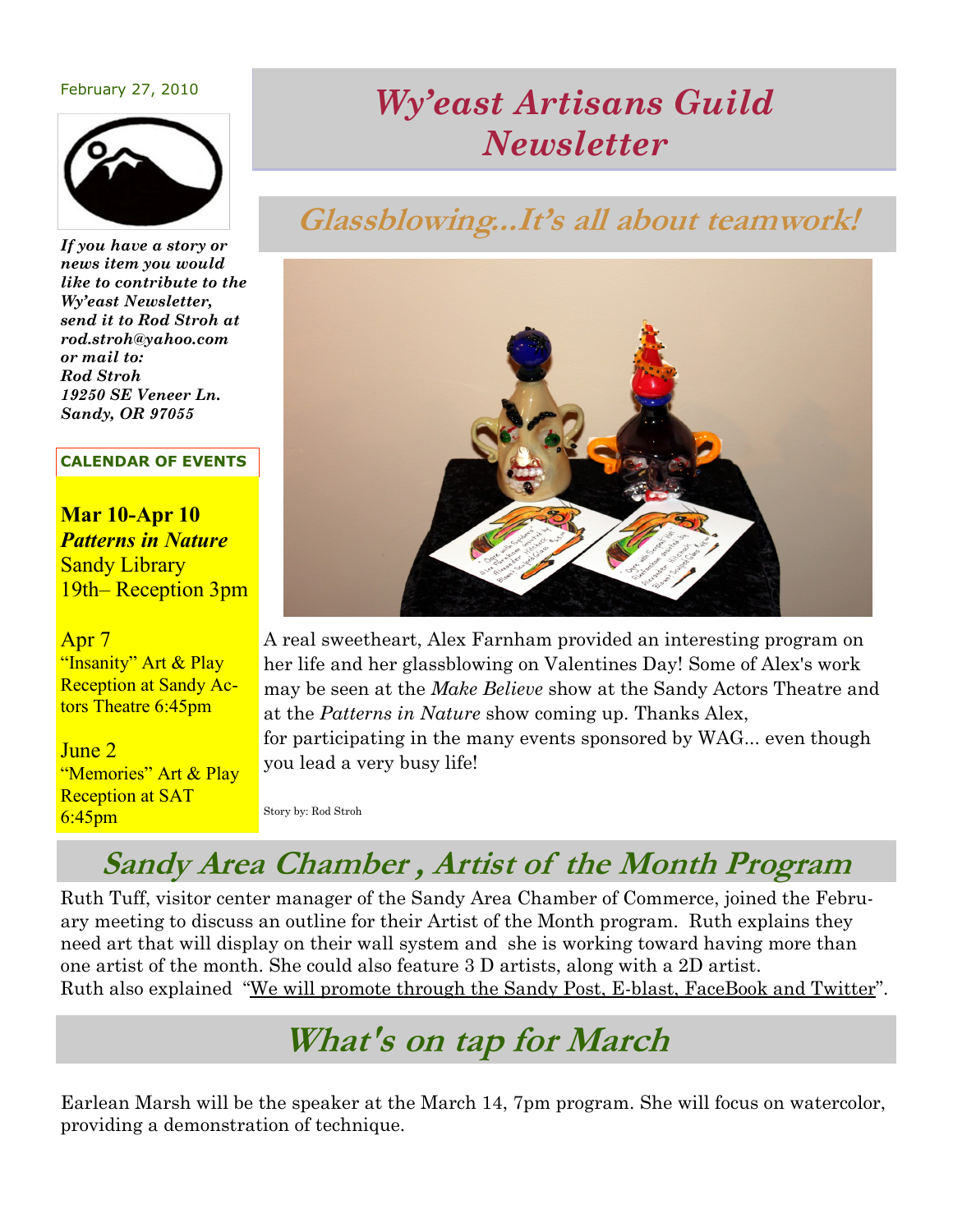February 27, 2010

# *Wy'east Artisans Guild Newsletter*

***If you have a story or news item you would like to contribute to the Wy'east Newsletter, send it to Rod Stroh at rod.stroh@yahoo.com or mail to:***
***Rod Stroh***
***19250 SE Veneer Ln.***
***Sandy, OR 97055***

**CALENDAR OF EVENTS**

**Mar 10-Apr 10**
***Patterns in Nature***
Sandy Library
19th– Reception 3pm

Apr 7
"Insanity" Art & Play Reception at Sandy Actors Theatre 6:45pm

June 2
"Memories" Art & Play Reception at SAT 6:45pm

## Glassblowing...It's all about teamwork!

A real sweetheart, Alex Farnham provided an interesting program on her life and her glassblowing on Valentines Day! Some of Alex's work may be seen at the *Make Believe* show at the Sandy Actors Theatre and at the *Patterns in Nature* show coming up. Thanks Alex, for participating in the many events sponsored by WAG... even though you lead a very busy life!

Story by: Rod Stroh

## Sandy Area Chamber , Artist of the Month Program

Ruth Tuff, visitor center manager of the Sandy Area Chamber of Commerce, joined the February meeting to discuss an outline for their Artist of the Month program. Ruth explains they need art that will display on their wall system and she is working toward having more than one artist of the month. She could also feature 3 D artists, along with a 2D artist. Ruth also explained "We will promote through the Sandy Post, E-blast, FaceBook and Twitter".

## What's on tap for March

Earlean Marsh will be the speaker at the March 14, 7pm program. She will focus on watercolor, providing a demonstration of technique.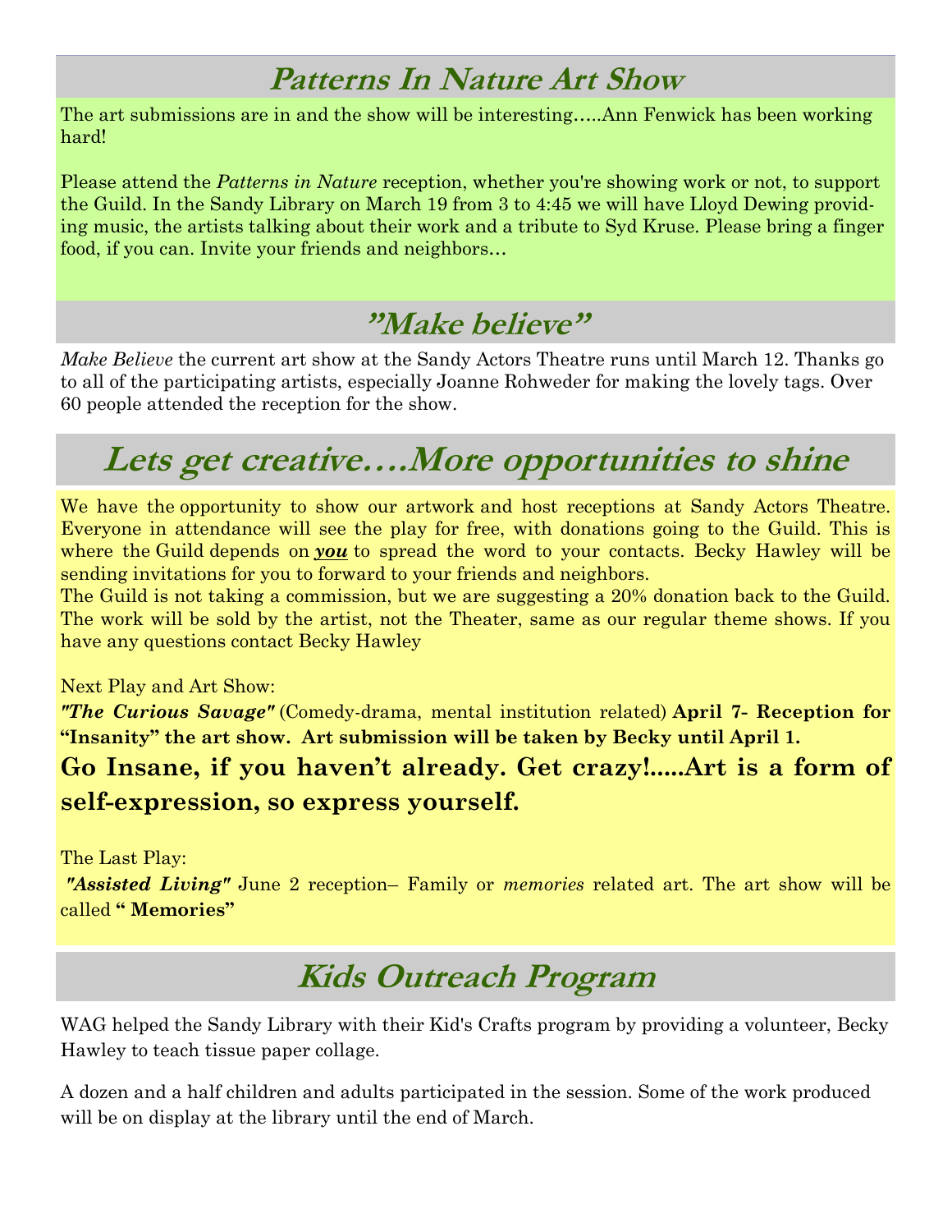## *Patterns In Nature Art Show*

The art submissions are in and the show will be interesting…..Ann Fenwick has been working hard!

Please attend the *Patterns in Nature* reception, whether you're showing work or not, to support the Guild. In the Sandy Library on March 19 from 3 to 4:45 we will have Lloyd Dewing providing music, the artists talking about their work and a tribute to Syd Kruse. Please bring a finger food, if you can. Invite your friends and neighbors…

## *"Make believe"*

*Make Believe* the current art show at the Sandy Actors Theatre runs until March 12. Thanks go to all of the participating artists, especially Joanne Rohweder for making the lovely tags. Over 60 people attended the reception for the show.

## *Lets get creative….More opportunities to shine*

We have the opportunity to show our artwork and host receptions at Sandy Actors Theatre. Everyone in attendance will see the play for free, with donations going to the Guild. This is where the Guild depends on ***you*** to spread the word to your contacts. Becky Hawley will be sending invitations for you to forward to your friends and neighbors.

The Guild is not taking a commission, but we are suggesting a 20% donation back to the Guild. The work will be sold by the artist, not the Theater, same as our regular theme shows. If you have any questions contact Becky Hawley

Next Play and Art Show:

***"The Curious Savage"*** (Comedy-drama, mental institution related) **April 7- Reception for "Insanity" the art show. Art submission will be taken by Becky until April 1.**

**Go Insane, if you haven't already. Get crazy!.....Art is a form of self-expression, so express yourself.**

The Last Play:

***"Assisted Living"*** June 2 reception– Family or *memories* related art. The art show will be called **" Memories"**

## *Kids Outreach Program*

WAG helped the Sandy Library with their Kid's Crafts program by providing a volunteer, Becky Hawley to teach tissue paper collage.

A dozen and a half children and adults participated in the session. Some of the work produced will be on display at the library until the end of March.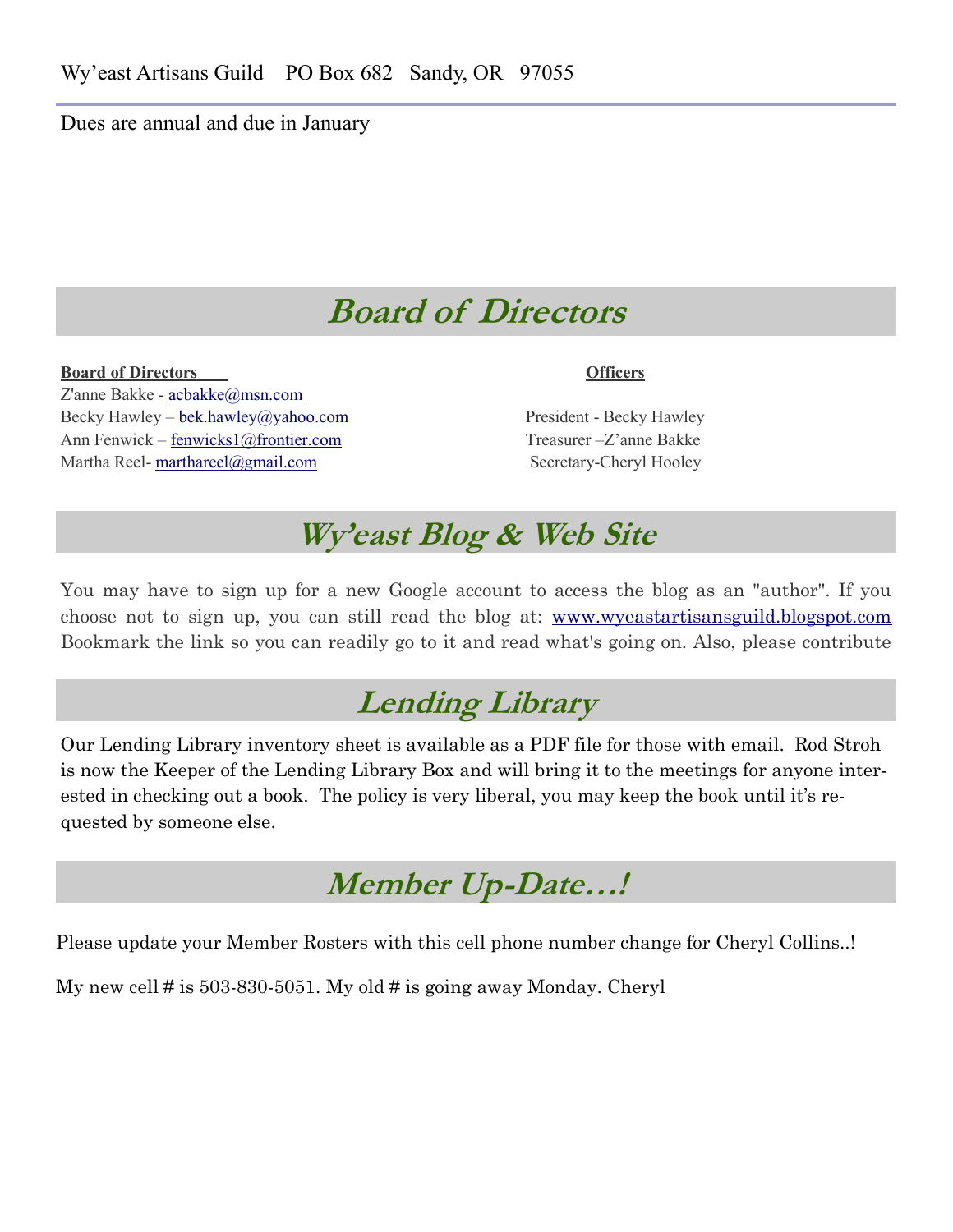Wy'east Artisans Guild    PO Box 682   Sandy, OR   97055

Dues are annual and due in January

## Board of Directors

**Board of Directors**

Z'anne Bakke - acbakke@msn.com
Becky Hawley – bek.hawley@yahoo.com
Ann Fenwick – fenwicks1@frontier.com
Martha Reel- marthareel@gmail.com

**Officers**

President - Becky Hawley
Treasurer –Z'anne Bakke
Secretary-Cheryl Hooley

## Wy'east Blog & Web Site

You may have to sign up for a new Google account to access the blog as an "author". If you choose not to sign up, you can still read the blog at: www.wyeastartisansguild.blogspot.com Bookmark the link so you can readily go to it and read what's going on. Also, please contribute

## Lending Library

Our Lending Library inventory sheet is available as a PDF file for those with email. Rod Stroh is now the Keeper of the Lending Library Box and will bring it to the meetings for anyone interested in checking out a book. The policy is very liberal, you may keep the book until it's requested by someone else.

## Member Up-Date…!

Please update your Member Rosters with this cell phone number change for Cheryl Collins..!

My new cell # is 503-830-5051. My old # is going away Monday. Cheryl